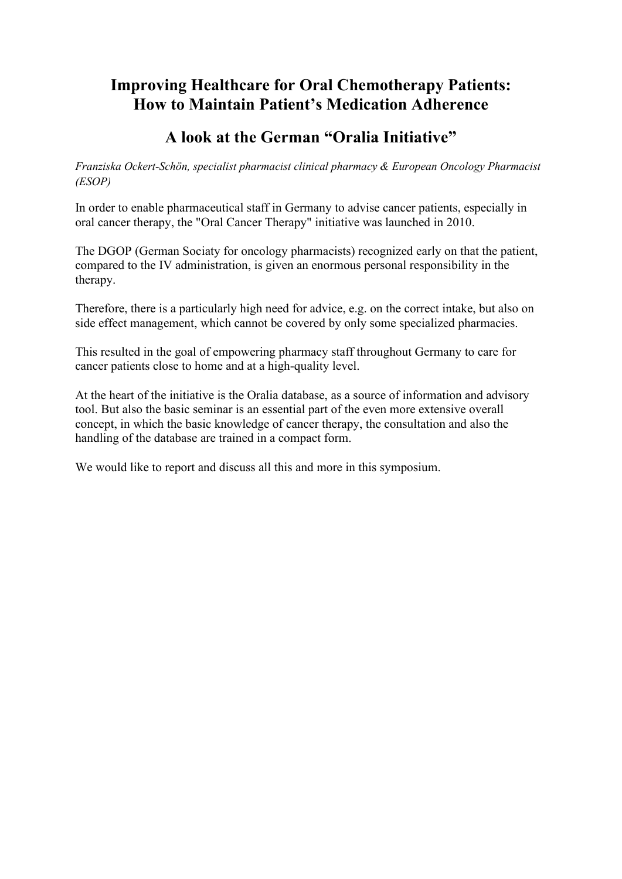# Improving Healthcare for Oral Chemotherapy Patients: How to Maintain Patient's Medication Adherence

## A look at the German "Oralia Initiative"

*Franziska Ockert-Schön, specialist pharmacist clinical pharmacy & European Oncology Pharmacist (ESOP)*

In order to enable pharmaceutical staff in Germany to advise cancer patients, especially in oral cancer therapy, the "Oral Cancer Therapy" initiative was launched in 2010.

The DGOP (German Sociaty for oncology pharmacists) recognized early on that the patient, compared to the IV administration, is given an enormous personal responsibility in the therapy.

Therefore, there is a particularly high need for advice, e.g. on the correct intake, but also on side effect management, which cannot be covered by only some specialized pharmacies.

This resulted in the goal of empowering pharmacy staff throughout Germany to care for cancer patients close to home and at a high-quality level.

At the heart of the initiative is the Oralia database, as a source of information and advisory tool. But also the basic seminar is an essential part of the even more extensive overall concept, in which the basic knowledge of cancer therapy, the consultation and also the handling of the database are trained in a compact form.

We would like to report and discuss all this and more in this symposium.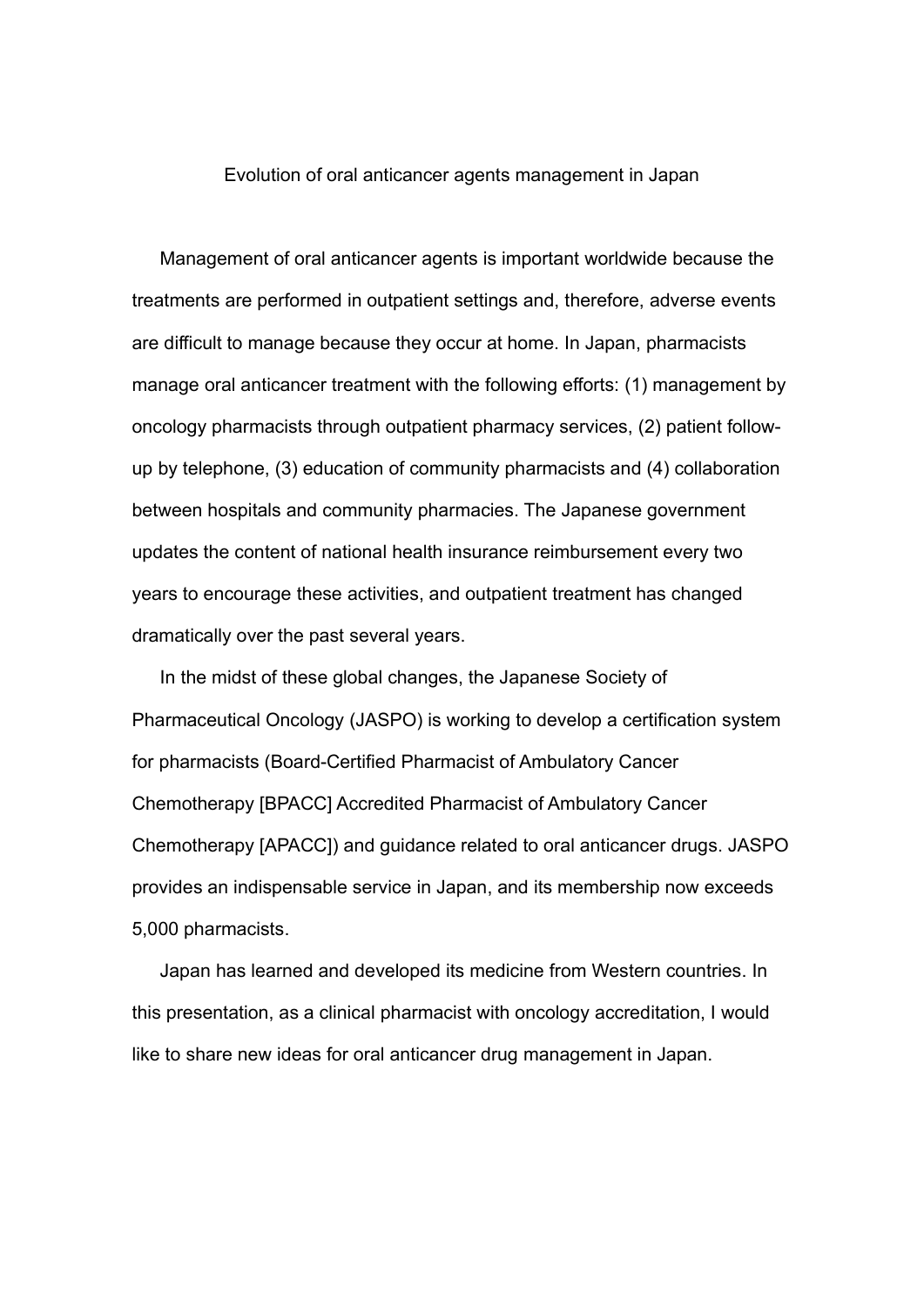# Evolution of oral anticancer agents management in Japan

Management of oral anticancer agents is important worldwide because the treatments are performed in outpatient settings and, therefore, adverse events are difficult to manage because they occur at home. In Japan, pharmacists manage oral anticancer treatment with the following efforts: (1) management by oncology pharmacists through outpatient pharmacy services, (2) patient follow-up by telephone, (3) education of community pharmacists and (4) collaboration between hospitals and community pharmacies. The Japanese government updates the content of national health insurance reimbursement every two years to encourage these activities, and outpatient treatment has changed dramatically over the past several years.

In the midst of these global changes, the Japanese Society of Pharmaceutical Oncology (JASPO) is working to develop a certification system for pharmacists (Board-Certified Pharmacist of Ambulatory Cancer Chemotherapy [BPACC] Accredited Pharmacist of Ambulatory Cancer Chemotherapy [APACC]) and guidance related to oral anticancer drugs. JASPO provides an indispensable service in Japan, and its membership now exceeds 5,000 pharmacists.

Japan has learned and developed its medicine from Western countries. In this presentation, as a clinical pharmacist with oncology accreditation, I would like to share new ideas for oral anticancer drug management in Japan.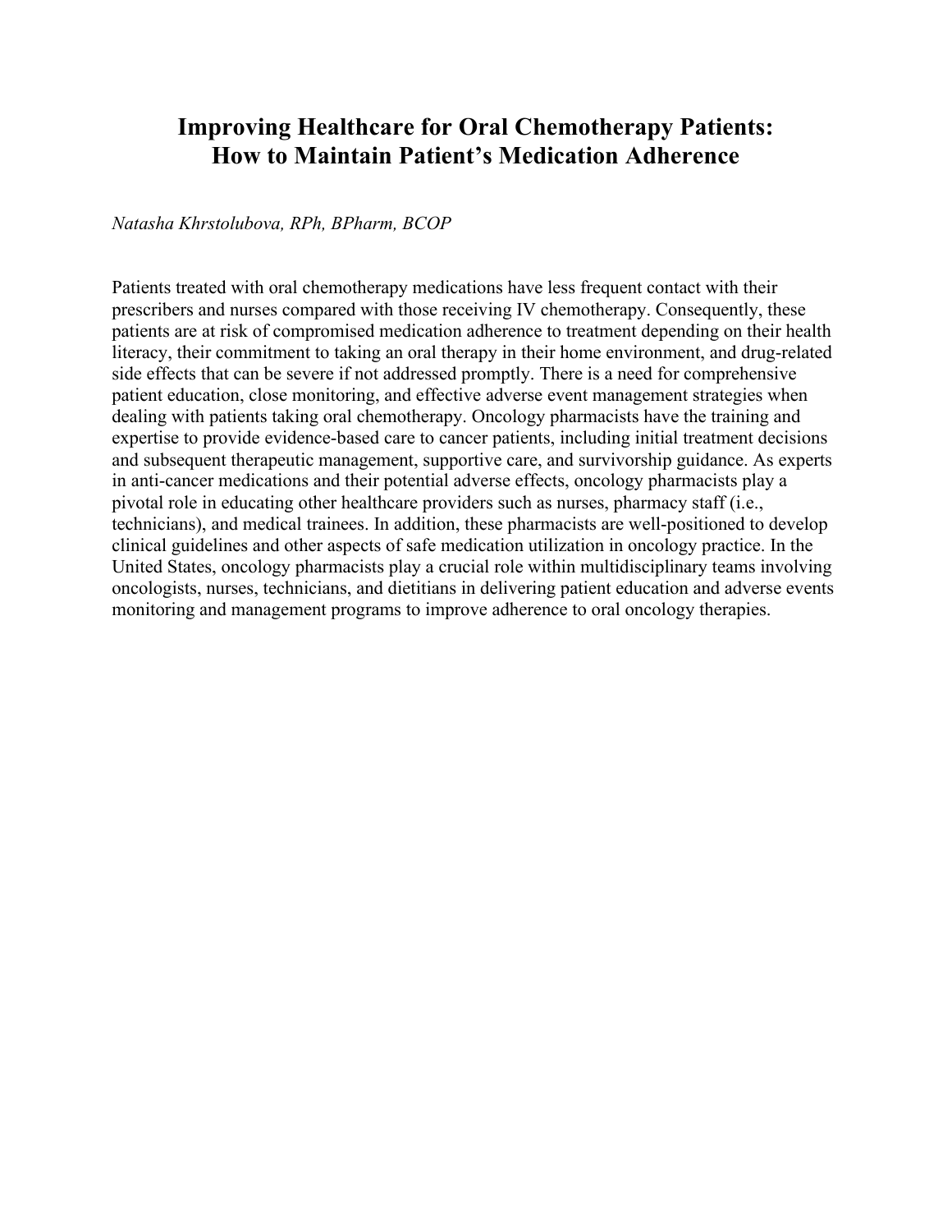# Improving Healthcare for Oral Chemotherapy Patients: How to Maintain Patient's Medication Adherence

*Natasha Khrstolubova, RPh, BPharm, BCOP*

Patients treated with oral chemotherapy medications have less frequent contact with their prescribers and nurses compared with those receiving IV chemotherapy. Consequently, these patients are at risk of compromised medication adherence to treatment depending on their health literacy, their commitment to taking an oral therapy in their home environment, and drug-related side effects that can be severe if not addressed promptly. There is a need for comprehensive patient education, close monitoring, and effective adverse event management strategies when dealing with patients taking oral chemotherapy. Oncology pharmacists have the training and expertise to provide evidence-based care to cancer patients, including initial treatment decisions and subsequent therapeutic management, supportive care, and survivorship guidance. As experts in anti-cancer medications and their potential adverse effects, oncology pharmacists play a pivotal role in educating other healthcare providers such as nurses, pharmacy staff (i.e., technicians), and medical trainees. In addition, these pharmacists are well-positioned to develop clinical guidelines and other aspects of safe medication utilization in oncology practice. In the United States, oncology pharmacists play a crucial role within multidisciplinary teams involving oncologists, nurses, technicians, and dietitians in delivering patient education and adverse events monitoring and management programs to improve adherence to oral oncology therapies.